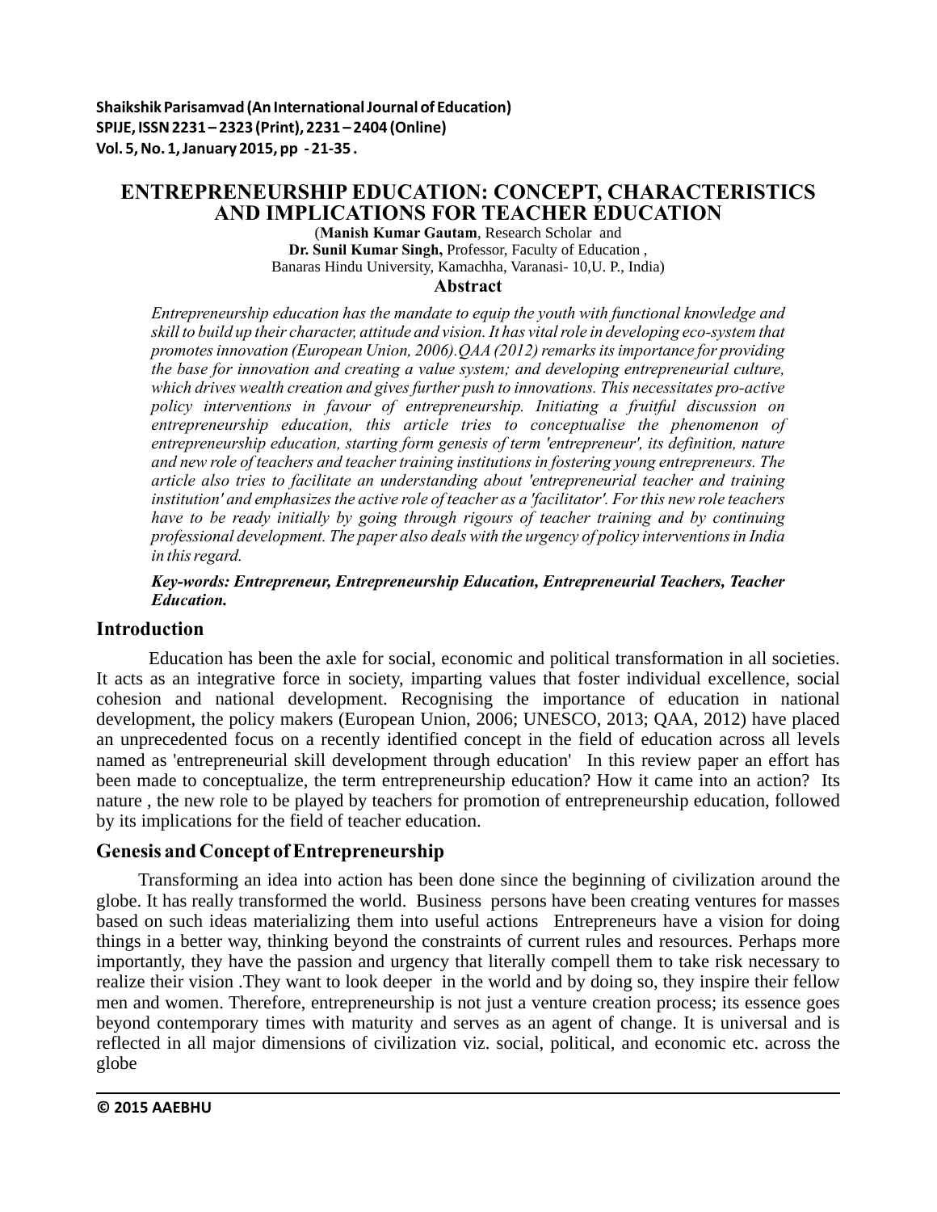# ENTREPRENEURSHIP EDUCATION: CONCEPT, CHARACTERISTICS AND IMPLICATIONS FOR TEACHER EDUCATION

(**Manish Kumar Gautam**, Research Scholar and
**Dr. Sunil Kumar Singh,** Professor, Faculty of Education ,
Banaras Hindu University, Kamachha, Varanasi- 10,U. P., India)

## Abstract

*Entrepreneurship education has the mandate to equip the youth with functional knowledge and skill to build up their character, attitude and vision. It has vital role in developing eco-system that promotes innovation (European Union, 2006).QAA (2012) remarks its importance for providing the base for innovation and creating a value system; and developing entrepreneurial culture, which drives wealth creation and gives further push to innovations. This necessitates pro-active policy interventions in favour of entrepreneurship. Initiating a fruitful discussion on entrepreneurship education, this article tries to conceptualise the phenomenon of entrepreneurship education, starting form genesis of term 'entrepreneur', its definition, nature and new role of teachers and teacher training institutions in fostering young entrepreneurs. The article also tries to facilitate an understanding about 'entrepreneurial teacher and training institution' and emphasizes the active role of teacher as a 'facilitator'. For this new role teachers have to be ready initially by going through rigours of teacher training and by continuing professional development. The paper also deals with the urgency of policy interventions in India in this regard.*

***Key-words: Entrepreneur, Entrepreneurship Education, Entrepreneurial Teachers, Teacher Education.***

## Introduction

Education has been the axle for social, economic and political transformation in all societies. It acts as an integrative force in society, imparting values that foster individual excellence, social cohesion and national development. Recognising the importance of education in national development, the policy makers (European Union, 2006; UNESCO, 2013; QAA, 2012) have placed an unprecedented focus on a recently identified concept in the field of education across all levels named as 'entrepreneurial skill development through education' In this review paper an effort has been made to conceptualize, the term entrepreneurship education? How it came into an action? Its nature , the new role to be played by teachers for promotion of entrepreneurship education, followed by its implications for the field of teacher education.

## Genesis and Concept of Entrepreneurship

Transforming an idea into action has been done since the beginning of civilization around the globe. It has really transformed the world. Business persons have been creating ventures for masses based on such ideas materializing them into useful actions Entrepreneurs have a vision for doing things in a better way, thinking beyond the constraints of current rules and resources. Perhaps more importantly, they have the passion and urgency that literally compell them to take risk necessary to realize their vision .They want to look deeper in the world and by doing so, they inspire their fellow men and women. Therefore, entrepreneurship is not just a venture creation process; its essence goes beyond contemporary times with maturity and serves as an agent of change. It is universal and is reflected in all major dimensions of civilization viz. social, political, and economic etc. across the globe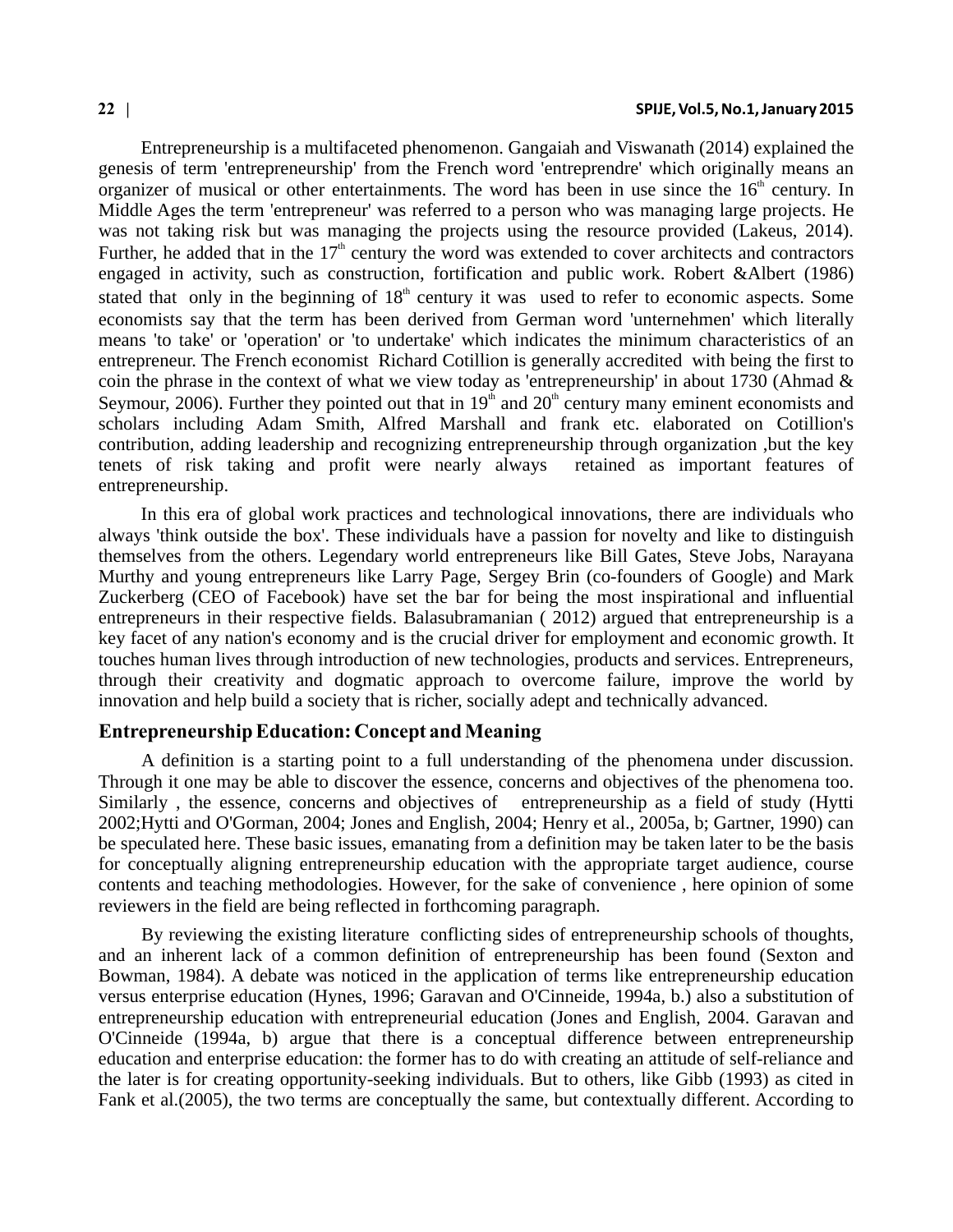Entrepreneurship is a multifaceted phenomenon. Gangaiah and Viswanath (2014) explained the genesis of term 'entrepreneurship' from the French word 'entreprendre' which originally means an organizer of musical or other entertainments. The word has been in use since the 16th century. In Middle Ages the term 'entrepreneur' was referred to a person who was managing large projects. He was not taking risk but was managing the projects using the resource provided (Lakeus, 2014). Further, he added that in the 17th century the word was extended to cover architects and contractors engaged in activity, such as construction, fortification and public work. Robert &Albert (1986) stated that only in the beginning of 18th century it was used to refer to economic aspects. Some economists say that the term has been derived from German word 'unternehmen' which literally means 'to take' or 'operation' or 'to undertake' which indicates the minimum characteristics of an entrepreneur. The French economist Richard Cotillion is generally accredited with being the first to coin the phrase in the context of what we view today as 'entrepreneurship' in about 1730 (Ahmad & Seymour, 2006). Further they pointed out that in 19th and 20th century many eminent economists and scholars including Adam Smith, Alfred Marshall and frank etc. elaborated on Cotillion's contribution, adding leadership and recognizing entrepreneurship through organization ,but the key tenets of risk taking and profit were nearly always retained as important features of entrepreneurship.

In this era of global work practices and technological innovations, there are individuals who always 'think outside the box'. These individuals have a passion for novelty and like to distinguish themselves from the others. Legendary world entrepreneurs like Bill Gates, Steve Jobs, Narayana Murthy and young entrepreneurs like Larry Page, Sergey Brin (co-founders of Google) and Mark Zuckerberg (CEO of Facebook) have set the bar for being the most inspirational and influential entrepreneurs in their respective fields. Balasubramanian ( 2012) argued that entrepreneurship is a key facet of any nation's economy and is the crucial driver for employment and economic growth. It touches human lives through introduction of new technologies, products and services. Entrepreneurs, through their creativity and dogmatic approach to overcome failure, improve the world by innovation and help build a society that is richer, socially adept and technically advanced.

## Entrepreneurship Education: Concept and Meaning

A definition is a starting point to a full understanding of the phenomena under discussion. Through it one may be able to discover the essence, concerns and objectives of the phenomena too. Similarly , the essence, concerns and objectives of entrepreneurship as a field of study (Hytti 2002;Hytti and O'Gorman, 2004; Jones and English, 2004; Henry et al., 2005a, b; Gartner, 1990) can be speculated here. These basic issues, emanating from a definition may be taken later to be the basis for conceptually aligning entrepreneurship education with the appropriate target audience, course contents and teaching methodologies. However, for the sake of convenience , here opinion of some reviewers in the field are being reflected in forthcoming paragraph.

By reviewing the existing literature conflicting sides of entrepreneurship schools of thoughts, and an inherent lack of a common definition of entrepreneurship has been found (Sexton and Bowman, 1984). A debate was noticed in the application of terms like entrepreneurship education versus enterprise education (Hynes, 1996; Garavan and O'Cinneide, 1994a, b.) also a substitution of entrepreneurship education with entrepreneurial education (Jones and English, 2004. Garavan and O'Cinneide (1994a, b) argue that there is a conceptual difference between entrepreneurship education and enterprise education: the former has to do with creating an attitude of self-reliance and the later is for creating opportunity-seeking individuals. But to others, like Gibb (1993) as cited in Fank et al.(2005), the two terms are conceptually the same, but contextually different. According to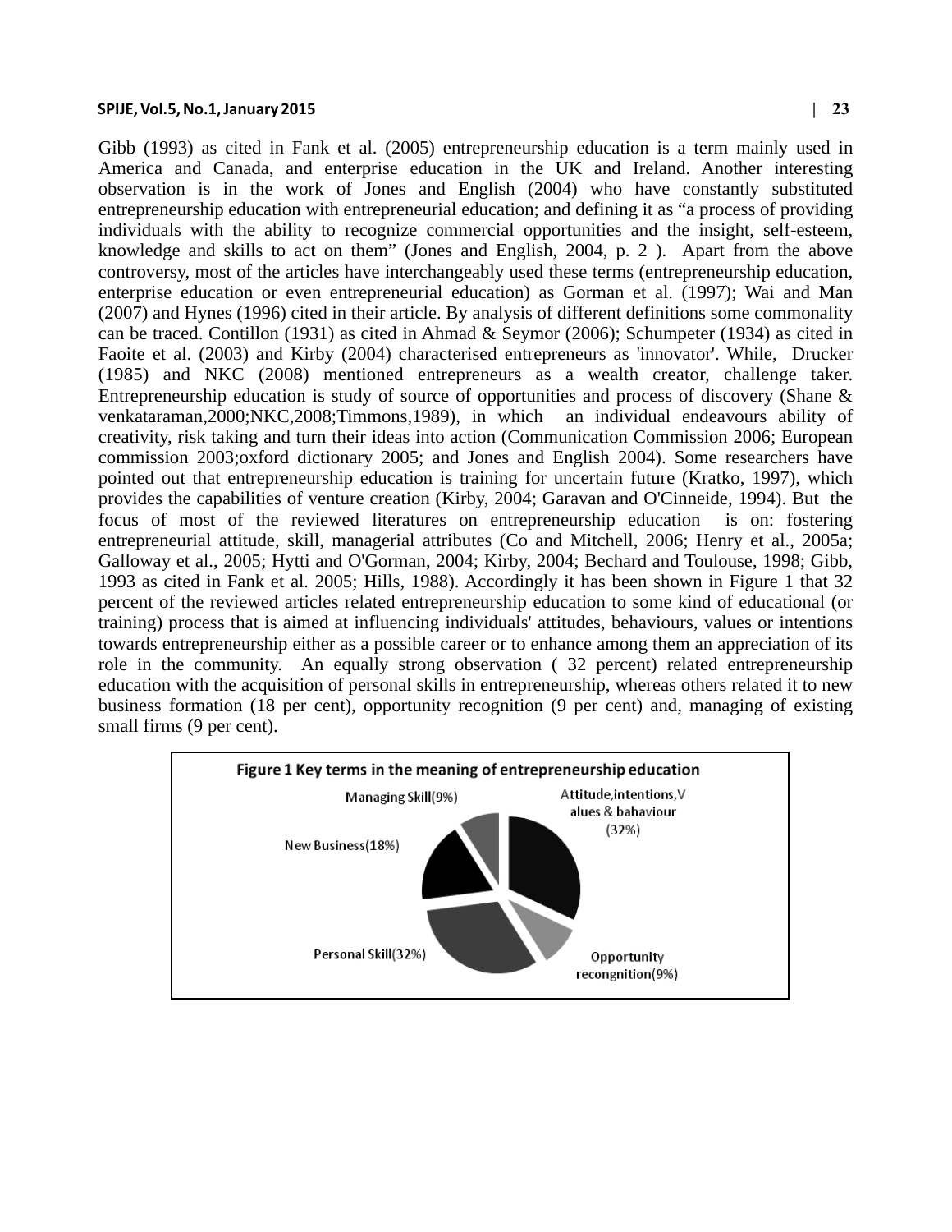Gibb (1993) as cited in Fank et al. (2005) entrepreneurship education is a term mainly used in America and Canada, and enterprise education in the UK and Ireland. Another interesting observation is in the work of Jones and English (2004) who have constantly substituted entrepreneurship education with entrepreneurial education; and defining it as “a process of providing individuals with the ability to recognize commercial opportunities and the insight, self-esteem, knowledge and skills to act on them” (Jones and English, 2004, p. 2 ). Apart from the above controversy, most of the articles have interchangeably used these terms (entrepreneurship education, enterprise education or even entrepreneurial education) as Gorman et al. (1997); Wai and Man (2007) and Hynes (1996) cited in their article. By analysis of different definitions some commonality can be traced. Contillon (1931) as cited in Ahmad & Seymor (2006); Schumpeter (1934) as cited in Faoite et al. (2003) and Kirby (2004) characterised entrepreneurs as 'innovator'. While, Drucker (1985) and NKC (2008) mentioned entrepreneurs as a wealth creator, challenge taker. Entrepreneurship education is study of source of opportunities and process of discovery (Shane & venkataraman,2000;NKC,2008;Timmons,1989), in which an individual endeavours ability of creativity, risk taking and turn their ideas into action (Communication Commission 2006; European commission 2003;oxford dictionary 2005; and Jones and English 2004). Some researchers have pointed out that entrepreneurship education is training for uncertain future (Kratko, 1997), which provides the capabilities of venture creation (Kirby, 2004; Garavan and O'Cinneide, 1994). But the focus of most of the reviewed literatures on entrepreneurship education is on: fostering entrepreneurial attitude, skill, managerial attributes (Co and Mitchell, 2006; Henry et al., 2005a; Galloway et al., 2005; Hytti and O'Gorman, 2004; Kirby, 2004; Bechard and Toulouse, 1998; Gibb, 1993 as cited in Fank et al. 2005; Hills, 1988). Accordingly it has been shown in Figure 1 that 32 percent of the reviewed articles related entrepreneurship education to some kind of educational (or training) process that is aimed at influencing individuals' attitudes, behaviours, values or intentions towards entrepreneurship either as a possible career or to enhance among them an appreciation of its role in the community. An equally strong observation ( 32 percent) related entrepreneurship education with the acquisition of personal skills in entrepreneurship, whereas others related it to new business formation (18 per cent), opportunity recognition (9 per cent) and, managing of existing small firms (9 per cent).

**Figure 1 Key terms in the meaning of entrepreneurship education**

| Key term | Share |
|---|---|
| Attitude,intentions,Values & bahaviour | 32% |
| Opportunity recongnition | 9% |
| Personal Skill | 32% |
| New Business | 18% |
| Managing Skill | 9% |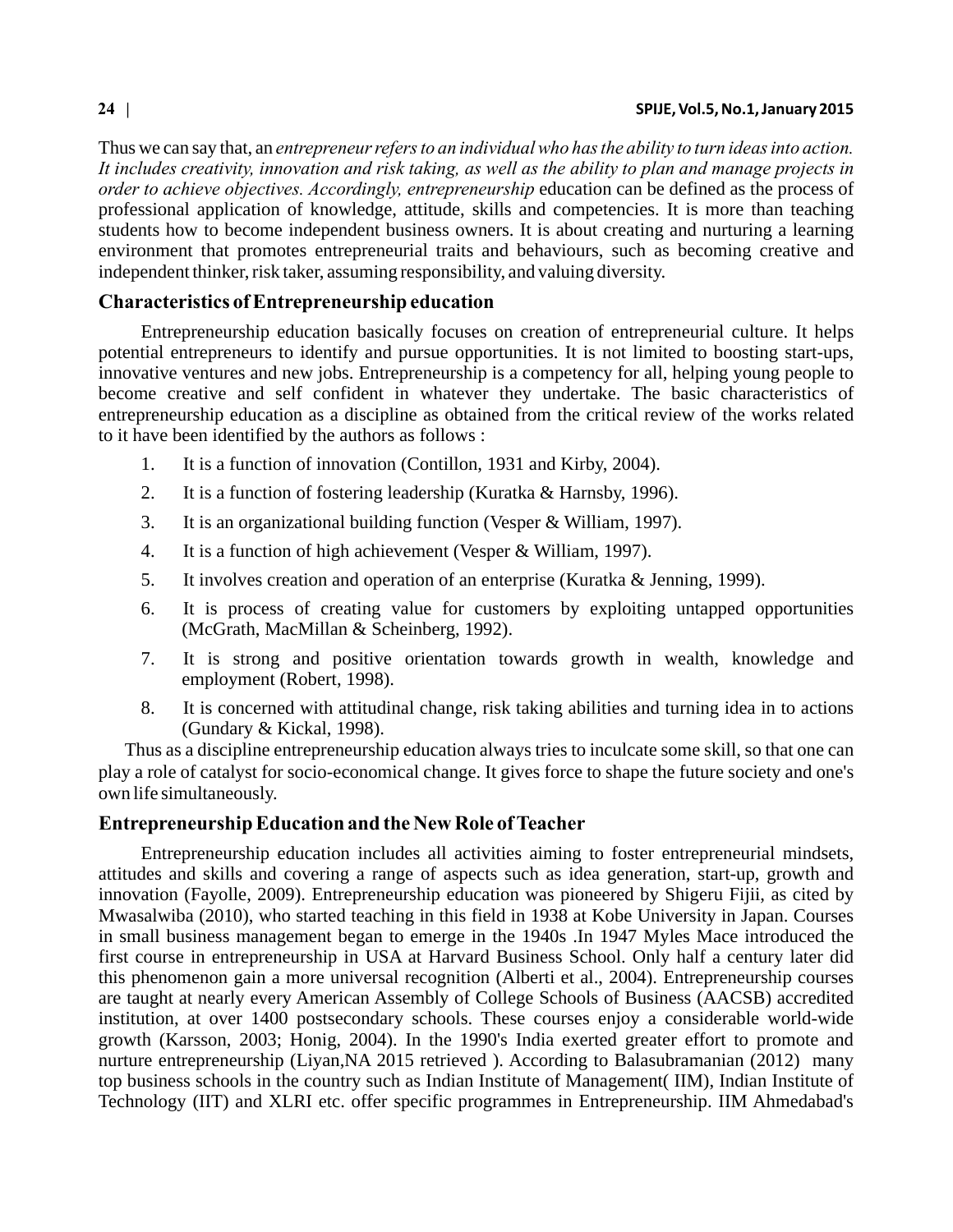Thus we can say that, an *entrepreneur refers to an individual who has the ability to turn ideas into action. It includes creativity, innovation and risk taking, as well as the ability to plan and manage projects in order to achieve objectives. Accordingly, entrepreneurship* education can be defined as the process of professional application of knowledge, attitude, skills and competencies. It is more than teaching students how to become independent business owners. It is about creating and nurturing a learning environment that promotes entrepreneurial traits and behaviours, such as becoming creative and independent thinker, risk taker, assuming responsibility, and valuing diversity.

## Characteristics of Entrepreneurship education

Entrepreneurship education basically focuses on creation of entrepreneurial culture. It helps potential entrepreneurs to identify and pursue opportunities. It is not limited to boosting start-ups, innovative ventures and new jobs. Entrepreneurship is a competency for all, helping young people to become creative and self confident in whatever they undertake. The basic characteristics of entrepreneurship education as a discipline as obtained from the critical review of the works related to it have been identified by the authors as follows :

1. It is a function of innovation (Contillon, 1931 and Kirby, 2004).
2. It is a function of fostering leadership (Kuratka & Harnsby, 1996).
3. It is an organizational building function (Vesper & William, 1997).
4. It is a function of high achievement (Vesper & William, 1997).
5. It involves creation and operation of an enterprise (Kuratka & Jenning, 1999).
6. It is process of creating value for customers by exploiting untapped opportunities (McGrath, MacMillan & Scheinberg, 1992).
7. It is strong and positive orientation towards growth in wealth, knowledge and employment (Robert, 1998).
8. It is concerned with attitudinal change, risk taking abilities and turning idea in to actions (Gundary & Kickal, 1998).

Thus as a discipline entrepreneurship education always tries to inculcate some skill, so that one can play a role of catalyst for socio-economical change. It gives force to shape the future society and one's own life simultaneously.

## Entrepreneurship Education and the New Role of Teacher

Entrepreneurship education includes all activities aiming to foster entrepreneurial mindsets, attitudes and skills and covering a range of aspects such as idea generation, start-up, growth and innovation (Fayolle, 2009). Entrepreneurship education was pioneered by Shigeru Fijii, as cited by Mwasalwiba (2010), who started teaching in this field in 1938 at Kobe University in Japan. Courses in small business management began to emerge in the 1940s .In 1947 Myles Mace introduced the first course in entrepreneurship in USA at Harvard Business School. Only half a century later did this phenomenon gain a more universal recognition (Alberti et al., 2004). Entrepreneurship courses are taught at nearly every American Assembly of College Schools of Business (AACSB) accredited institution, at over 1400 postsecondary schools. These courses enjoy a considerable world-wide growth (Karsson, 2003; Honig, 2004). In the 1990's India exerted greater effort to promote and nurture entrepreneurship (Liyan,NA 2015 retrieved ). According to Balasubramanian (2012) many top business schools in the country such as Indian Institute of Management( IIM), Indian Institute of Technology (IIT) and XLRI etc. offer specific programmes in Entrepreneurship. IIM Ahmedabad's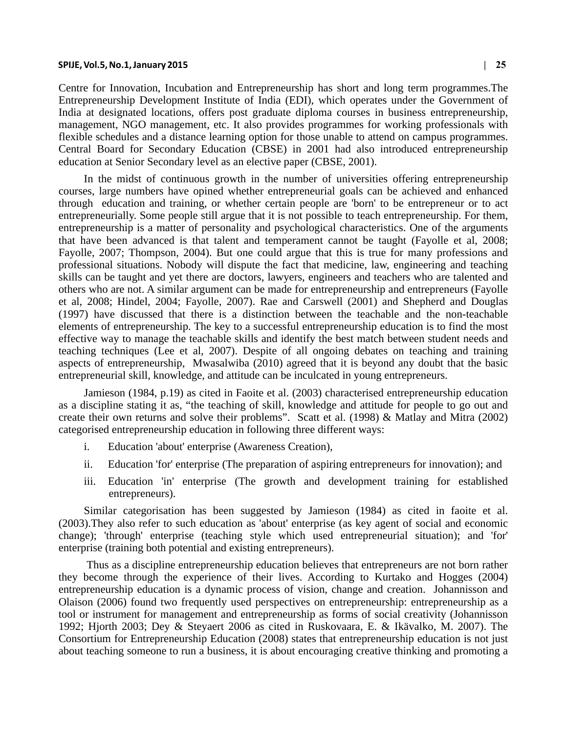Centre for Innovation, Incubation and Entrepreneurship has short and long term programmes.The Entrepreneurship Development Institute of India (EDI), which operates under the Government of India at designated locations, offers post graduate diploma courses in business entrepreneurship, management, NGO management, etc. It also provides programmes for working professionals with flexible schedules and a distance learning option for those unable to attend on campus programmes. Central Board for Secondary Education (CBSE) in 2001 had also introduced entrepreneurship education at Senior Secondary level as an elective paper (CBSE, 2001).

In the midst of continuous growth in the number of universities offering entrepreneurship courses, large numbers have opined whether entrepreneurial goals can be achieved and enhanced through education and training, or whether certain people are 'born' to be entrepreneur or to act entrepreneurially. Some people still argue that it is not possible to teach entrepreneurship. For them, entrepreneurship is a matter of personality and psychological characteristics. One of the arguments that have been advanced is that talent and temperament cannot be taught (Fayolle et al, 2008; Fayolle, 2007; Thompson, 2004). But one could argue that this is true for many professions and professional situations. Nobody will dispute the fact that medicine, law, engineering and teaching skills can be taught and yet there are doctors, lawyers, engineers and teachers who are talented and others who are not. A similar argument can be made for entrepreneurship and entrepreneurs (Fayolle et al, 2008; Hindel, 2004; Fayolle, 2007). Rae and Carswell (2001) and Shepherd and Douglas (1997) have discussed that there is a distinction between the teachable and the non-teachable elements of entrepreneurship. The key to a successful entrepreneurship education is to find the most effective way to manage the teachable skills and identify the best match between student needs and teaching techniques (Lee et al, 2007). Despite of all ongoing debates on teaching and training aspects of entrepreneurship, Mwasalwiba (2010) agreed that it is beyond any doubt that the basic entrepreneurial skill, knowledge, and attitude can be inculcated in young entrepreneurs.

Jamieson (1984, p.19) as cited in Faoite et al. (2003) characterised entrepreneurship education as a discipline stating it as, "the teaching of skill, knowledge and attitude for people to go out and create their own returns and solve their problems". Scatt et al. (1998) & Matlay and Mitra (2002) categorised entrepreneurship education in following three different ways:

i. Education 'about' enterprise (Awareness Creation),

ii. Education 'for' enterprise (The preparation of aspiring entrepreneurs for innovation); and

iii. Education 'in' enterprise (The growth and development training for established entrepreneurs).

Similar categorisation has been suggested by Jamieson (1984) as cited in faoite et al. (2003).They also refer to such education as 'about' enterprise (as key agent of social and economic change); 'through' enterprise (teaching style which used entrepreneurial situation); and 'for' enterprise (training both potential and existing entrepreneurs).

Thus as a discipline entrepreneurship education believes that entrepreneurs are not born rather they become through the experience of their lives. According to Kurtako and Hogges (2004) entrepreneurship education is a dynamic process of vision, change and creation. Johannisson and Olaison (2006) found two frequently used perspectives on entrepreneurship: entrepreneurship as a tool or instrument for management and entrepreneurship as forms of social creativity (Johannisson 1992; Hjorth 2003; Dey & Steyaert 2006 as cited in Ruskovaara, E. & Ikävalko, M. 2007). The Consortium for Entrepreneurship Education (2008) states that entrepreneurship education is not just about teaching someone to run a business, it is about encouraging creative thinking and promoting a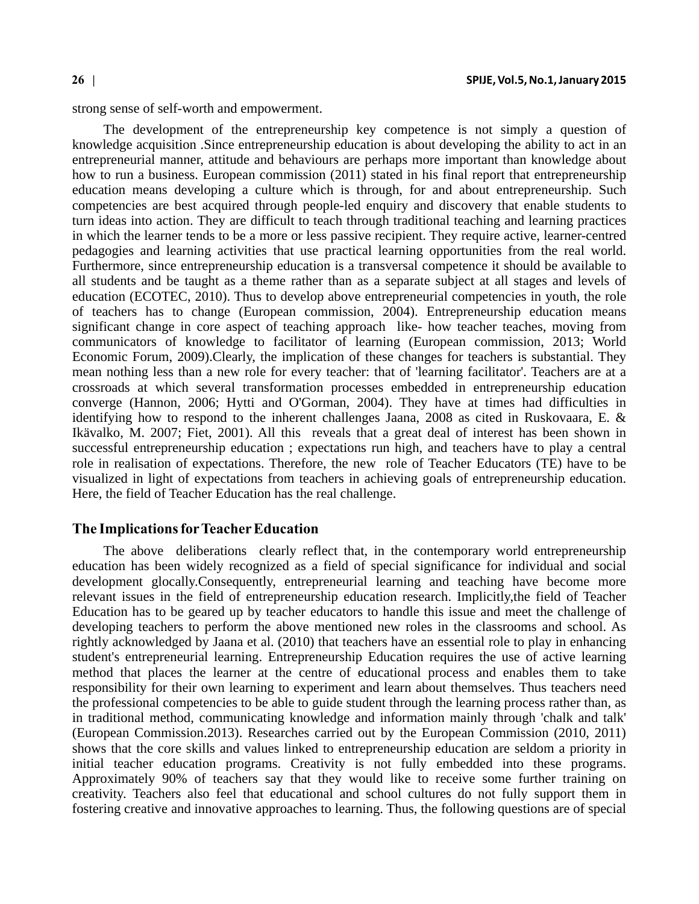strong sense of self-worth and empowerment.

The development of the entrepreneurship key competence is not simply a question of knowledge acquisition .Since entrepreneurship education is about developing the ability to act in an entrepreneurial manner, attitude and behaviours are perhaps more important than knowledge about how to run a business. European commission (2011) stated in his final report that entrepreneurship education means developing a culture which is through, for and about entrepreneurship. Such competencies are best acquired through people-led enquiry and discovery that enable students to turn ideas into action. They are difficult to teach through traditional teaching and learning practices in which the learner tends to be a more or less passive recipient. They require active, learner-centred pedagogies and learning activities that use practical learning opportunities from the real world. Furthermore, since entrepreneurship education is a transversal competence it should be available to all students and be taught as a theme rather than as a separate subject at all stages and levels of education (ECOTEC, 2010). Thus to develop above entrepreneurial competencies in youth, the role of teachers has to change (European commission, 2004). Entrepreneurship education means significant change in core aspect of teaching approach like- how teacher teaches, moving from communicators of knowledge to facilitator of learning (European commission, 2013; World Economic Forum, 2009).Clearly, the implication of these changes for teachers is substantial. They mean nothing less than a new role for every teacher: that of 'learning facilitator'. Teachers are at a crossroads at which several transformation processes embedded in entrepreneurship education converge (Hannon, 2006; Hytti and O'Gorman, 2004). They have at times had difficulties in identifying how to respond to the inherent challenges Jaana, 2008 as cited in Ruskovaara, E. & Ikävalko, M. 2007; Fiet, 2001). All this reveals that a great deal of interest has been shown in successful entrepreneurship education ; expectations run high, and teachers have to play a central role in realisation of expectations. Therefore, the new role of Teacher Educators (TE) have to be visualized in light of expectations from teachers in achieving goals of entrepreneurship education. Here, the field of Teacher Education has the real challenge.

## The Implications for Teacher Education

The above deliberations clearly reflect that, in the contemporary world entrepreneurship education has been widely recognized as a field of special significance for individual and social development glocally.Consequently, entrepreneurial learning and teaching have become more relevant issues in the field of entrepreneurship education research. Implicitly,the field of Teacher Education has to be geared up by teacher educators to handle this issue and meet the challenge of developing teachers to perform the above mentioned new roles in the classrooms and school. As rightly acknowledged by Jaana et al. (2010) that teachers have an essential role to play in enhancing student's entrepreneurial learning. Entrepreneurship Education requires the use of active learning method that places the learner at the centre of educational process and enables them to take responsibility for their own learning to experiment and learn about themselves. Thus teachers need the professional competencies to be able to guide student through the learning process rather than, as in traditional method, communicating knowledge and information mainly through 'chalk and talk' (European Commission.2013). Researches carried out by the European Commission (2010, 2011) shows that the core skills and values linked to entrepreneurship education are seldom a priority in initial teacher education programs. Creativity is not fully embedded into these programs. Approximately 90% of teachers say that they would like to receive some further training on creativity. Teachers also feel that educational and school cultures do not fully support them in fostering creative and innovative approaches to learning. Thus, the following questions are of special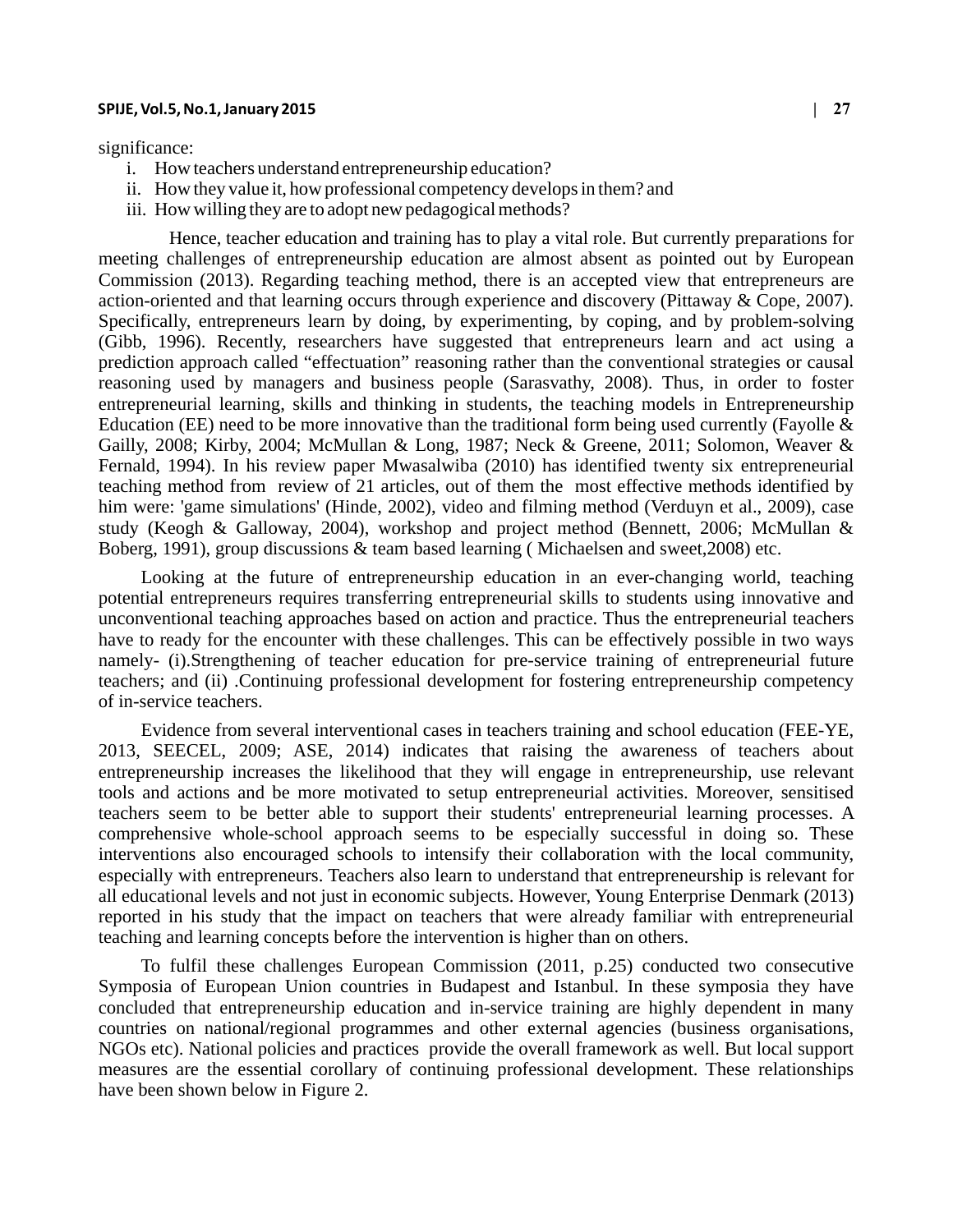significance:

i. How teachers understand entrepreneurship education?
ii. How they value it, how professional competency develops in them? and
iii. How willing they are to adopt new pedagogical methods?

Hence, teacher education and training has to play a vital role. But currently preparations for meeting challenges of entrepreneurship education are almost absent as pointed out by European Commission (2013). Regarding teaching method, there is an accepted view that entrepreneurs are action-oriented and that learning occurs through experience and discovery (Pittaway & Cope, 2007). Specifically, entrepreneurs learn by doing, by experimenting, by coping, and by problem-solving (Gibb, 1996). Recently, researchers have suggested that entrepreneurs learn and act using a prediction approach called "effectuation" reasoning rather than the conventional strategies or causal reasoning used by managers and business people (Sarasvathy, 2008). Thus, in order to foster entrepreneurial learning, skills and thinking in students, the teaching models in Entrepreneurship Education (EE) need to be more innovative than the traditional form being used currently (Fayolle & Gailly, 2008; Kirby, 2004; McMullan & Long, 1987; Neck & Greene, 2011; Solomon, Weaver & Fernald, 1994). In his review paper Mwasalwiba (2010) has identified twenty six entrepreneurial teaching method from review of 21 articles, out of them the most effective methods identified by him were: 'game simulations' (Hinde, 2002), video and filming method (Verduyn et al., 2009), case study (Keogh & Galloway, 2004), workshop and project method (Bennett, 2006; McMullan & Boberg, 1991), group discussions & team based learning ( Michaelsen and sweet,2008) etc.

Looking at the future of entrepreneurship education in an ever-changing world, teaching potential entrepreneurs requires transferring entrepreneurial skills to students using innovative and unconventional teaching approaches based on action and practice. Thus the entrepreneurial teachers have to ready for the encounter with these challenges. This can be effectively possible in two ways namely- (i).Strengthening of teacher education for pre-service training of entrepreneurial future teachers; and (ii) .Continuing professional development for fostering entrepreneurship competency of in-service teachers.

Evidence from several interventional cases in teachers training and school education (FEE-YE, 2013, SEECEL, 2009; ASE, 2014) indicates that raising the awareness of teachers about entrepreneurship increases the likelihood that they will engage in entrepreneurship, use relevant tools and actions and be more motivated to setup entrepreneurial activities. Moreover, sensitised teachers seem to be better able to support their students' entrepreneurial learning processes. A comprehensive whole-school approach seems to be especially successful in doing so. These interventions also encouraged schools to intensify their collaboration with the local community, especially with entrepreneurs. Teachers also learn to understand that entrepreneurship is relevant for all educational levels and not just in economic subjects. However, Young Enterprise Denmark (2013) reported in his study that the impact on teachers that were already familiar with entrepreneurial teaching and learning concepts before the intervention is higher than on others.

To fulfil these challenges European Commission (2011, p.25) conducted two consecutive Symposia of European Union countries in Budapest and Istanbul. In these symposia they have concluded that entrepreneurship education and in-service training are highly dependent in many countries on national/regional programmes and other external agencies (business organisations, NGOs etc). National policies and practices provide the overall framework as well. But local support measures are the essential corollary of continuing professional development. These relationships have been shown below in Figure 2.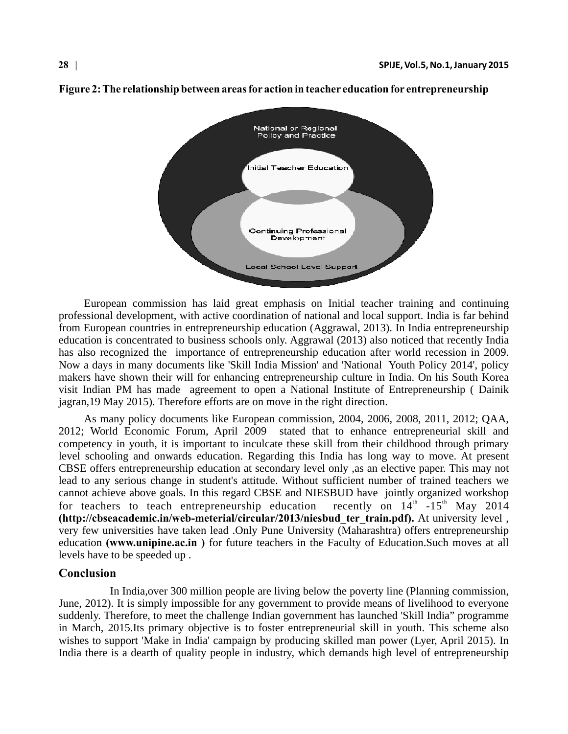**Figure 2: The relationship between areas for action in teacher education for entrepreneurship**

European commission has laid great emphasis on Initial teacher training and continuing professional development, with active coordination of national and local support. India is far behind from European countries in entrepreneurship education (Aggrawal, 2013). In India entrepreneurship education is concentrated to business schools only. Aggrawal (2013) also noticed that recently India has also recognized the importance of entrepreneurship education after world recession in 2009. Now a days in many documents like 'Skill India Mission' and 'National Youth Policy 2014', policy makers have shown their will for enhancing entrepreneurship culture in India. On his South Korea visit Indian PM has made agreement to open a National Institute of Entrepreneurship ( Dainik jagran,19 May 2015). Therefore efforts are on move in the right direction.

As many policy documents like European commission, 2004, 2006, 2008, 2011, 2012; QAA, 2012; World Economic Forum, April 2009 stated that to enhance entrepreneurial skill and competency in youth, it is important to inculcate these skill from their childhood through primary level schooling and onwards education. Regarding this India has long way to move. At present CBSE offers entrepreneurship education at secondary level only ,as an elective paper. This may not lead to any serious change in student's attitude. Without sufficient number of trained teachers we cannot achieve above goals. In this regard CBSE and NIESBUD have jointly organized workshop for teachers to teach entrepreneurship education recently on 14th -15th May 2014 **(http://cbseacademic.in/web-meterial/circular/2013/niesbud_ter_train.pdf).** At university level , very few universities have taken lead .Only Pune University (Maharashtra) offers entrepreneurship education **(www.unipine.ac.in )** for future teachers in the Faculty of Education.Such moves at all levels have to be speeded up .

## Conclusion

In India,over 300 million people are living below the poverty line (Planning commission, June, 2012). It is simply impossible for any government to provide means of livelihood to everyone suddenly. Therefore, to meet the challenge Indian government has launched 'Skill India" programme in March, 2015.Its primary objective is to foster entrepreneurial skill in youth. This scheme also wishes to support 'Make in India' campaign by producing skilled man power (Lyer, April 2015). In India there is a dearth of quality people in industry, which demands high level of entrepreneurship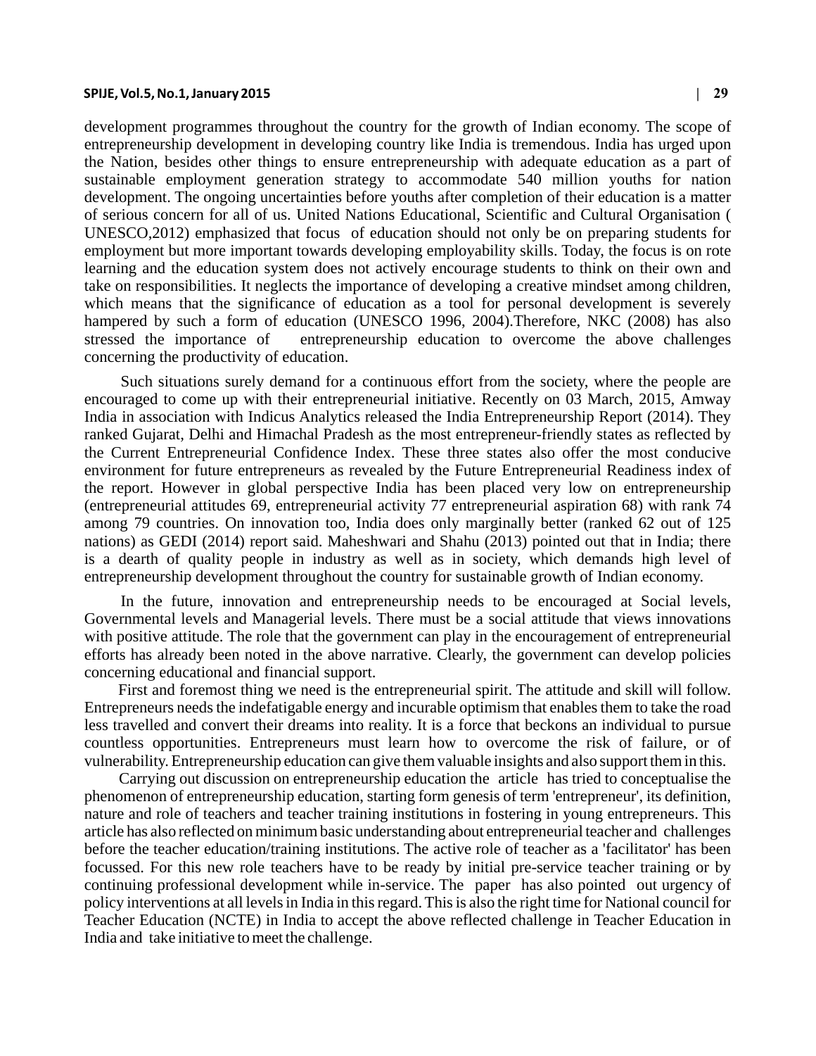development programmes throughout the country for the growth of Indian economy. The scope of entrepreneurship development in developing country like India is tremendous. India has urged upon the Nation, besides other things to ensure entrepreneurship with adequate education as a part of sustainable employment generation strategy to accommodate 540 million youths for nation development. The ongoing uncertainties before youths after completion of their education is a matter of serious concern for all of us. United Nations Educational, Scientific and Cultural Organisation ( UNESCO,2012) emphasized that focus of education should not only be on preparing students for employment but more important towards developing employability skills. Today, the focus is on rote learning and the education system does not actively encourage students to think on their own and take on responsibilities. It neglects the importance of developing a creative mindset among children, which means that the significance of education as a tool for personal development is severely hampered by such a form of education (UNESCO 1996, 2004).Therefore, NKC (2008) has also stressed the importance of entrepreneurship education to overcome the above challenges concerning the productivity of education.

Such situations surely demand for a continuous effort from the society, where the people are encouraged to come up with their entrepreneurial initiative. Recently on 03 March, 2015, Amway India in association with Indicus Analytics released the India Entrepreneurship Report (2014). They ranked Gujarat, Delhi and Himachal Pradesh as the most entrepreneur-friendly states as reflected by the Current Entrepreneurial Confidence Index. These three states also offer the most conducive environment for future entrepreneurs as revealed by the Future Entrepreneurial Readiness index of the report. However in global perspective India has been placed very low on entrepreneurship (entrepreneurial attitudes 69, entrepreneurial activity 77 entrepreneurial aspiration 68) with rank 74 among 79 countries. On innovation too, India does only marginally better (ranked 62 out of 125 nations) as GEDI (2014) report said. Maheshwari and Shahu (2013) pointed out that in India; there is a dearth of quality people in industry as well as in society, which demands high level of entrepreneurship development throughout the country for sustainable growth of Indian economy.

In the future, innovation and entrepreneurship needs to be encouraged at Social levels, Governmental levels and Managerial levels. There must be a social attitude that views innovations with positive attitude. The role that the government can play in the encouragement of entrepreneurial efforts has already been noted in the above narrative. Clearly, the government can develop policies concerning educational and financial support.

First and foremost thing we need is the entrepreneurial spirit. The attitude and skill will follow. Entrepreneurs needs the indefatigable energy and incurable optimism that enables them to take the road less travelled and convert their dreams into reality. It is a force that beckons an individual to pursue countless opportunities. Entrepreneurs must learn how to overcome the risk of failure, or of vulnerability. Entrepreneurship education can give them valuable insights and also support them in this.

Carrying out discussion on entrepreneurship education the article has tried to conceptualise the phenomenon of entrepreneurship education, starting form genesis of term 'entrepreneur', its definition, nature and role of teachers and teacher training institutions in fostering in young entrepreneurs. This article has also reflected on minimum basic understanding about entrepreneurial teacher and challenges before the teacher education/training institutions. The active role of teacher as a 'facilitator' has been focussed. For this new role teachers have to be ready by initial pre-service teacher training or by continuing professional development while in-service. The paper has also pointed out urgency of policy interventions at all levels in India in this regard. This is also the right time for National council for Teacher Education (NCTE) in India to accept the above reflected challenge in Teacher Education in India and take initiative to meet the challenge.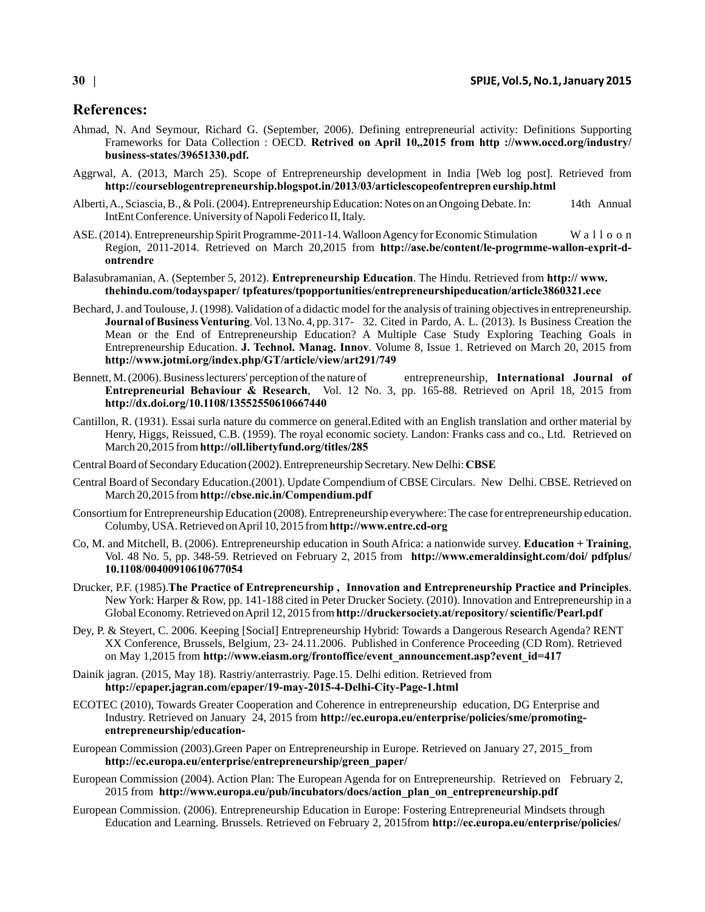## References:

Ahmad, N. And Seymour, Richard G. (September, 2006). Defining entrepreneurial activity: Definitions Supporting Frameworks for Data Collection : OECD. **Retrived on April 10,,2015 from http ://www.occd.org/industry/ business-states/39651330.pdf.**

Aggrwal, A. (2013, March 25). Scope of Entrepreneurship development in India [Web log post]. Retrieved from **http://courseblogentrepreneurship.blogspot.in/2013/03/articlescopeofentrepren eurship.html**

Alberti, A., Sciascia, B., & Poli. (2004). Entrepreneurship Education: Notes on an Ongoing Debate. In: 14th Annual IntEnt Conference. University of Napoli Federico II, Italy.

ASE. (2014). Entrepreneurship Spirit Programme-2011-14. Walloon Agency for Economic Stimulation Walloon Region, 2011-2014. Retrieved on March 20,2015 from **http://ase.be/content/le-progrmme-wallon-exprit-d-ontrendre**

Balasubramanian, A. (September 5, 2012). **Entrepreneurship Education**. The Hindu. Retrieved from **http:// www. thehindu.com/todayspaper/ tpfeatures/tpopportunities/entrepreneurshipeducation/article3860321.ece**

Bechard, J. and Toulouse, J. (1998). Validation of a didactic model for the analysis of training objectives in entrepreneurship. **Journal of Business Venturing**. Vol. 13 No. 4, pp. 317- 32. Cited in Pardo, A. L. (2013). Is Business Creation the Mean or the End of Entrepreneurship Education? A Multiple Case Study Exploring Teaching Goals in Entrepreneurship Education. **J. Technol. Manag. Innov**. Volume 8, Issue 1. Retrieved on March 20, 2015 from **http://www.jotmi.org/index.php/GT/article/view/art291/749**

Bennett, M. (2006). Business lecturers' perception of the nature of entrepreneurship, **International Journal of Entrepreneurial Behaviour & Research**, Vol. 12 No. 3, pp. 165-88. Retrieved on April 18, 2015 from **http://dx.doi.org/10.1108/13552550610667440**

Cantillon, R. (1931). Essai surla nature du commerce on general.Edited with an English translation and orther material by Henry, Higgs, Reissued, C.B. (1959). The royal economic society. Landon: Franks cass and co., Ltd. Retrieved on March 20,2015 from **http://oll.libertyfund.org/titles/285**

Central Board of Secondary Education (2002). Entrepreneurship Secretary. New Delhi: **CBSE**

Central Board of Secondary Education.(2001). Update Compendium of CBSE Circulars. New Delhi. CBSE. Retrieved on March 20,2015 from **http://cbse.nic.in/Compendium.pdf**

Consortium for Entrepreneurship Education (2008). Entrepreneurship everywhere: The case for entrepreneurship education. Columby, USA. Retrieved on April 10, 2015 from **http://www.entre.cd-org**

Co, M. and Mitchell, B. (2006). Entrepreneurship education in South Africa: a nationwide survey. **Education + Training**, Vol. 48 No. 5, pp. 348-59. Retrieved on February 2, 2015 from **http://www.emeraldinsight.com/doi/ pdfplus/ 10.1108/00400910610677054**

Drucker, P.F. (1985).**The Practice of Entrepreneurship , Innovation and Entrepreneurship Practice and Principles**. New York: Harper & Row, pp. 141-188 cited in Peter Drucker Society. (2010). Innovation and Entrepreneurship in a Global Economy. Retrieved on April 12, 2015 from **http://druckersociety.at/repository/ scientific/Pearl.pdf**

Dey, P. & Steyert, C. 2006. Keeping [Social] Entrepreneurship Hybrid: Towards a Dangerous Research Agenda? RENT XX Conference, Brussels, Belgium, 23- 24.11.2006. Published in Conference Proceeding (CD Rom). Retrieved on May 1,2015 from **http://www.eiasm.org/frontoffice/event_announcement.asp?event_id=417**

Dainik jagran. (2015, May 18). Rastriy/anterrastriy. Page.15. Delhi edition. Retrieved from **http://epaper.jagran.com/epaper/19-may-2015-4-Delhi-City-Page-1.html**

ECOTEC (2010), Towards Greater Cooperation and Coherence in entrepreneurship education, DG Enterprise and Industry. Retrieved on January 24, 2015 from **http://ec.europa.eu/enterprise/policies/sme/promoting-entrepreneurship/education-**

European Commission (2003).Green Paper on Entrepreneurship in Europe. Retrieved on January 27, 2015_from **http://ec.europa.eu/enterprise/entrepreneurship/green_paper/**

European Commission (2004). Action Plan: The European Agenda for on Entrepreneurship. Retrieved on February 2, 2015 from **http://www.europa.eu/pub/incubators/docs/action_plan_on_entrepreneurship.pdf**

European Commission. (2006). Entrepreneurship Education in Europe: Fostering Entrepreneurial Mindsets through Education and Learning. Brussels. Retrieved on February 2, 2015from **http://ec.europa.eu/enterprise/policies/**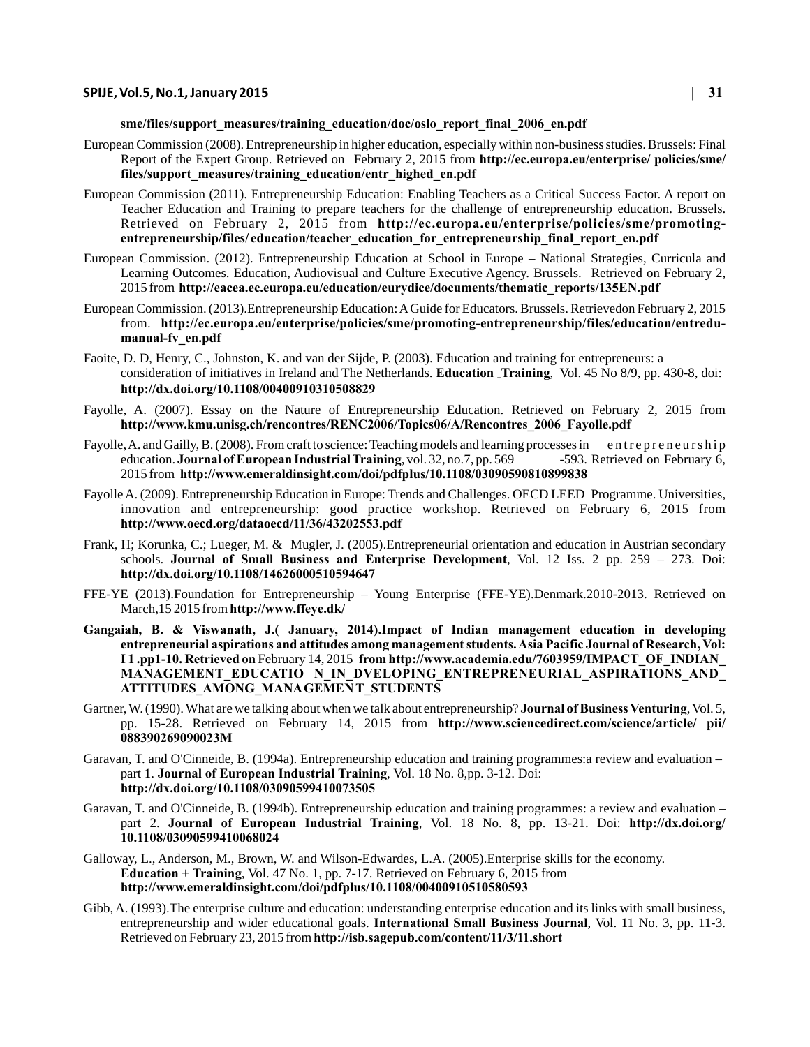**sme/files/support_measures/training_education/doc/oslo_report_final_2006_en.pdf**

European Commission (2008). Entrepreneurship in higher education, especially within non-business studies. Brussels: Final Report of the Expert Group. Retrieved on February 2, 2015 from **http://ec.europa.eu/enterprise/ policies/sme/ files/support_measures/training_education/entr_highed_en.pdf**

European Commission (2011). Entrepreneurship Education: Enabling Teachers as a Critical Success Factor. A report on Teacher Education and Training to prepare teachers for the challenge of entrepreneurship education. Brussels. Retrieved on February 2, 2015 from **http://ec.europa.eu/enterprise/policies/sme/promoting-entrepreneurship/files/ education/teacher_education_for_entrepreneurship_final_report_en.pdf**

European Commission. (2012). Entrepreneurship Education at School in Europe – National Strategies, Curricula and Learning Outcomes. Education, Audiovisual and Culture Executive Agency. Brussels. Retrieved on February 2, 2015 from **http://eacea.ec.europa.eu/education/eurydice/documents/thematic_reports/135EN.pdf**

European Commission. (2013).Entrepreneurship Education: A Guide for Educators. Brussels. Retrievedon February 2, 2015 from. **http://ec.europa.eu/enterprise/policies/sme/promoting-entrepreneurship/files/education/entredu-manual-fv_en.pdf**

Faoite, D. D, Henry, C., Johnston, K. and van der Sijde, P. (2003). Education and training for entrepreneurs: a consideration of initiatives in Ireland and The Netherlands. **Education ,Training**, Vol. 45 No 8/9, pp. 430-8, doi: **http://dx.doi.org/10.1108/00400910310508829**

Fayolle, A. (2007). Essay on the Nature of Entrepreneurship Education. Retrieved on February 2, 2015 from **http://www.kmu.unisg.ch/rencontres/RENC2006/Topics06/A/Rencontres_2006_Fayolle.pdf**

Fayolle, A. and Gailly, B. (2008). From craft to science: Teaching models and learning processes in entrepreneurship education. **Journal of European Industrial Training**, vol. 32, no.7, pp. 569 -593. Retrieved on February 6, 2015 from **http://www.emeraldinsight.com/doi/pdfplus/10.1108/03090590810899838**

Fayolle A. (2009). Entrepreneurship Education in Europe: Trends and Challenges. OECD LEED Programme. Universities, innovation and entrepreneurship: good practice workshop. Retrieved on February 6, 2015 from **http://www.oecd.org/dataoecd/11/36/43202553.pdf**

Frank, H; Korunka, C.; Lueger, M. & Mugler, J. (2005).Entrepreneurial orientation and education in Austrian secondary schools. **Journal of Small Business and Enterprise Development**, Vol. 12 Iss. 2 pp. 259 – 273. Doi: **http://dx.doi.org/10.1108/14626000510594647**

FFE-YE (2013).Foundation for Entrepreneurship – Young Enterprise (FFE-YE).Denmark.2010-2013. Retrieved on March,15 2015 from **http://www.ffeye.dk/**

**Gangaiah, B. & Viswanath, J.( January, 2014).Impact of Indian management education in developing entrepreneurial aspirations and attitudes among management students. Asia Pacific Journal of Research, Vol: I 1 .pp1-10. Retrieved on** February 14, 2015 **from http://www.academia.edu/7603959/IMPACT_OF_INDIAN_ MANAGEMENT_EDUCATIO N_IN_DVELOPING_ENTREPRENEURIAL_ASPIRATIONS_AND_ ATTITUDES_AMONG_MANAGEMENT_STUDENTS**

Gartner, W. (1990). What are we talking about when we talk about entrepreneurship? **Journal of Business Venturing**, Vol. 5, pp. 15-28. Retrieved on February 14, 2015 from **http://www.sciencedirect.com/science/article/ pii/ 088390269090023M**

Garavan, T. and O'Cinneide, B. (1994a). Entrepreneurship education and training programmes:a review and evaluation – part 1. **Journal of European Industrial Training**, Vol. 18 No. 8,pp. 3-12. Doi: **http://dx.doi.org/10.1108/03090599410073505**

Garavan, T. and O'Cinneide, B. (1994b). Entrepreneurship education and training programmes: a review and evaluation – part 2. **Journal of European Industrial Training**, Vol. 18 No. 8, pp. 13-21. Doi: **http://dx.doi.org/ 10.1108/03090599410068024**

Galloway, L., Anderson, M., Brown, W. and Wilson-Edwardes, L.A. (2005).Enterprise skills for the economy. **Education + Training**, Vol. 47 No. 1, pp. 7-17. Retrieved on February 6, 2015 from **http://www.emeraldinsight.com/doi/pdfplus/10.1108/00400910510580593**

Gibb, A. (1993).The enterprise culture and education: understanding enterprise education and its links with small business, entrepreneurship and wider educational goals. **International Small Business Journal**, Vol. 11 No. 3, pp. 11-3. Retrieved on February 23, 2015 from **http://isb.sagepub.com/content/11/3/11.short**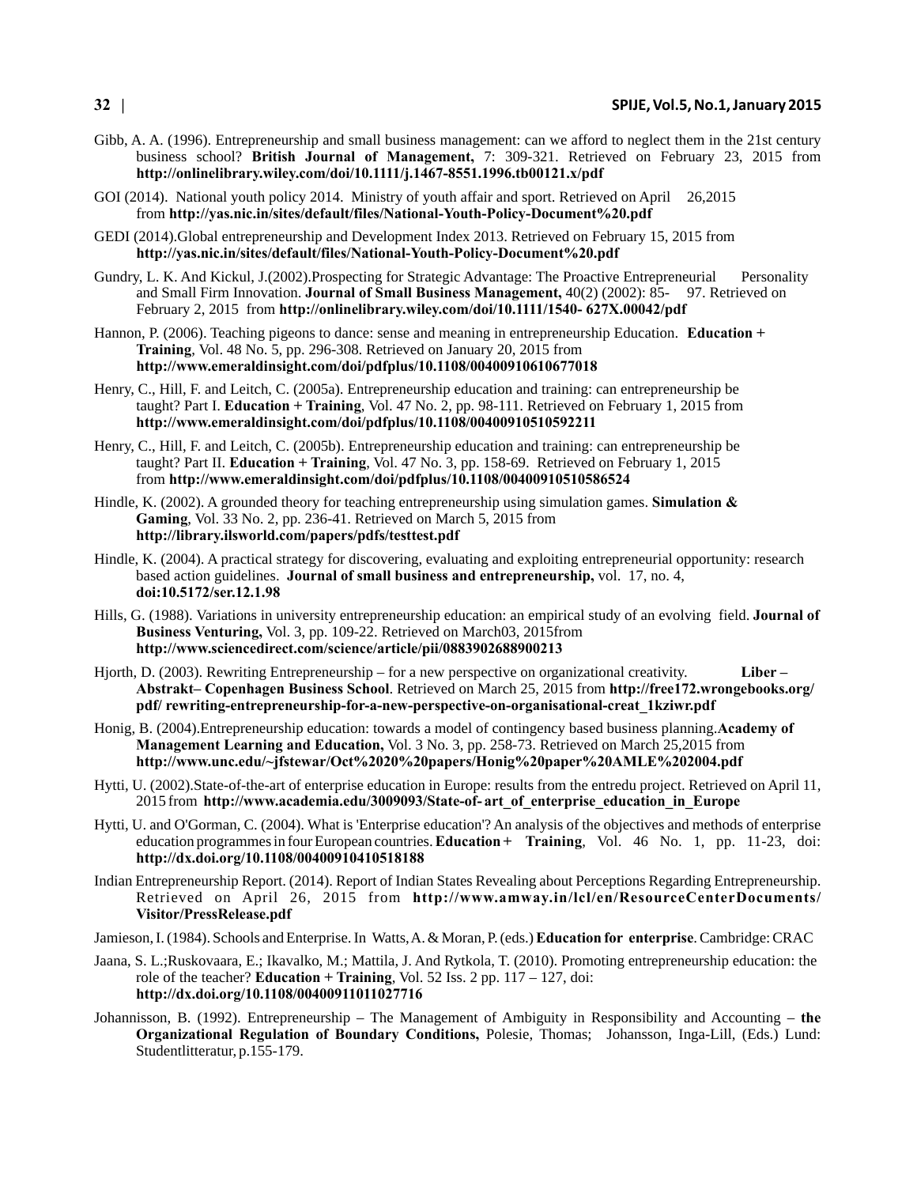Gibb, A. A. (1996). Entrepreneurship and small business management: can we afford to neglect them in the 21st century business school? **British Journal of Management,** 7: 309-321. Retrieved on February 23, 2015 from **http://onlinelibrary.wiley.com/doi/10.1111/j.1467-8551.1996.tb00121.x/pdf**

GOI (2014). National youth policy 2014. Ministry of youth affair and sport. Retrieved on April 26,2015 from **http://yas.nic.in/sites/default/files/National-Youth-Policy-Document%20.pdf**

GEDI (2014).Global entrepreneurship and Development Index 2013. Retrieved on February 15, 2015 from **http://yas.nic.in/sites/default/files/National-Youth-Policy-Document%20.pdf**

Gundry, L. K. And Kickul, J.(2002).Prospecting for Strategic Advantage: The Proactive Entrepreneurial Personality and Small Firm Innovation. **Journal of Small Business Management,** 40(2) (2002): 85- 97. Retrieved on February 2, 2015 from **http://onlinelibrary.wiley.com/doi/10.1111/1540- 627X.00042/pdf**

Hannon, P. (2006). Teaching pigeons to dance: sense and meaning in entrepreneurship Education. **Education + Training**, Vol. 48 No. 5, pp. 296-308. Retrieved on January 20, 2015 from **http://www.emeraldinsight.com/doi/pdfplus/10.1108/00400910610677018**

Henry, C., Hill, F. and Leitch, C. (2005a). Entrepreneurship education and training: can entrepreneurship be taught? Part I. **Education + Training**, Vol. 47 No. 2, pp. 98-111. Retrieved on February 1, 2015 from **http://www.emeraldinsight.com/doi/pdfplus/10.1108/00400910510592211**

Henry, C., Hill, F. and Leitch, C. (2005b). Entrepreneurship education and training: can entrepreneurship be taught? Part II. **Education + Training**, Vol. 47 No. 3, pp. 158-69. Retrieved on February 1, 2015 from **http://www.emeraldinsight.com/doi/pdfplus/10.1108/00400910510586524**

Hindle, K. (2002). A grounded theory for teaching entrepreneurship using simulation games. **Simulation & Gaming**, Vol. 33 No. 2, pp. 236-41. Retrieved on March 5, 2015 from **http://library.ilsworld.com/papers/pdfs/testtest.pdf**

Hindle, K. (2004). A practical strategy for discovering, evaluating and exploiting entrepreneurial opportunity: research based action guidelines. **Journal of small business and entrepreneurship,** vol. 17, no. 4, **doi:10.5172/ser.12.1.98**

Hills, G. (1988). Variations in university entrepreneurship education: an empirical study of an evolving field. **Journal of Business Venturing,** Vol. 3, pp. 109-22. Retrieved on March03, 2015from **http://www.sciencedirect.com/science/article/pii/0883902688900213**

Hjorth, D. (2003). Rewriting Entrepreneurship – for a new perspective on organizational creativity. **Liber – Abstrakt– Copenhagen Business School**. Retrieved on March 25, 2015 from **http://free172.wrongebooks.org/pdf/ rewriting-entrepreneurship-for-a-new-perspective-on-organisational-creat_1kziwr.pdf**

Honig, B. (2004).Entrepreneurship education: towards a model of contingency based business planning.**Academy of Management Learning and Education,** Vol. 3 No. 3, pp. 258-73. Retrieved on March 25,2015 from **http://www.unc.edu/~jfstewar/Oct%2020%20papers/Honig%20paper%20AMLE%202004.pdf**

Hytti, U. (2002).State-of-the-art of enterprise education in Europe: results from the entredu project. Retrieved on April 11, 2015 from **http://www.academia.edu/3009093/State-of- art_of_enterprise_education_in_Europe**

Hytti, U. and O'Gorman, C. (2004). What is 'Enterprise education'? An analysis of the objectives and methods of enterprise education programmes in four European countries. **Education + Training**, Vol. 46 No. 1, pp. 11-23, doi: **http://dx.doi.org/10.1108/00400910410518188**

Indian Entrepreneurship Report. (2014). Report of Indian States Revealing about Perceptions Regarding Entrepreneurship. Retrieved on April 26, 2015 from **http://www.amway.in/lcl/en/ResourceCenterDocuments/Visitor/PressRelease.pdf**

Jamieson, I. (1984). Schools and Enterprise. In Watts, A. & Moran, P. (eds.) **Education for enterprise**. Cambridge: CRAC

Jaana, S. L.;Ruskovaara, E.; Ikavalko, M.; Mattila, J. And Rytkola, T. (2010). Promoting entrepreneurship education: the role of the teacher? **Education + Training**, Vol. 52 Iss. 2 pp. 117 – 127, doi: **http://dx.doi.org/10.1108/00400911011027716**

Johannisson, B. (1992). Entrepreneurship – The Management of Ambiguity in Responsibility and Accounting – **the Organizational Regulation of Boundary Conditions,** Polesie, Thomas; Johansson, Inga-Lill, (Eds.) Lund: Studentlitteratur, p.155-179.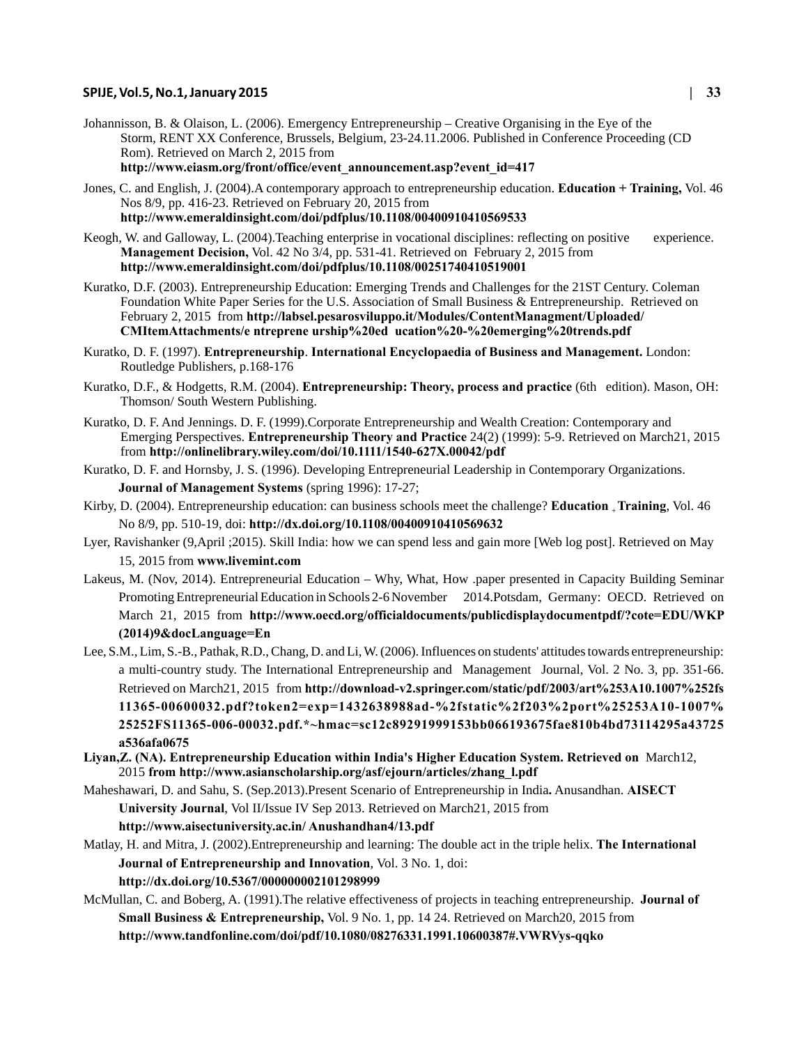Johannisson, B. & Olaison, L. (2006). Emergency Entrepreneurship – Creative Organising in the Eye of the Storm, RENT XX Conference, Brussels, Belgium, 23-24.11.2006. Published in Conference Proceeding (CD Rom). Retrieved on March 2, 2015 from **http://www.eiasm.org/front/office/event_announcement.asp?event_id=417**

Jones, C. and English, J. (2004).A contemporary approach to entrepreneurship education. **Education + Training,** Vol. 46 Nos 8/9, pp. 416-23. Retrieved on February 20, 2015 from **http://www.emeraldinsight.com/doi/pdfplus/10.1108/00400910410569533**

Keogh, W. and Galloway, L. (2004).Teaching enterprise in vocational disciplines: reflecting on positive experience. **Management Decision,** Vol. 42 No 3/4, pp. 531-41. Retrieved on February 2, 2015 from **http://www.emeraldinsight.com/doi/pdfplus/10.1108/00251740410519001**

Kuratko, D.F. (2003). Entrepreneurship Education: Emerging Trends and Challenges for the 21ST Century. Coleman Foundation White Paper Series for the U.S. Association of Small Business & Entrepreneurship. Retrieved on February 2, 2015 from **http://labsel.pesarosviluppo.it/Modules/ContentManagment/Uploaded/CMItemAttachments/e ntreprene urship%20ed ucation%20-%20emerging%20trends.pdf**

Kuratko, D. F. (1997). **Entrepreneurship**. **International Encyclopaedia of Business and Management.** London: Routledge Publishers, p.168-176

Kuratko, D.F., & Hodgetts, R.M. (2004). **Entrepreneurship: Theory, process and practice** (6th edition). Mason, OH: Thomson/ South Western Publishing.

Kuratko, D. F. And Jennings. D. F. (1999).Corporate Entrepreneurship and Wealth Creation: Contemporary and Emerging Perspectives. **Entrepreneurship Theory and Practice** 24(2) (1999): 5-9. Retrieved on March21, 2015 from **http://onlinelibrary.wiley.com/doi/10.1111/1540-627X.00042/pdf**

Kuratko, D. F. and Hornsby, J. S. (1996). Developing Entrepreneurial Leadership in Contemporary Organizations. **Journal of Management Systems** (spring 1996): 17-27;

Kirby, D. (2004). Entrepreneurship education: can business schools meet the challenge? **Education + Training**, Vol. 46 No 8/9, pp. 510-19, doi: **http://dx.doi.org/10.1108/00400910410569632**

Lyer, Ravishanker (9,April ;2015). Skill India: how we can spend less and gain more [Web log post]. Retrieved on May 15, 2015 from **www.livemint.com**

Lakeus, M. (Nov, 2014). Entrepreneurial Education – Why, What, How .paper presented in Capacity Building Seminar Promoting Entrepreneurial Education in Schools 2-6 November 2014.Potsdam, Germany: OECD. Retrieved on March 21, 2015 from **http://www.oecd.org/officialdocuments/publicdisplaydocumentpdf/?cote=EDU/WKP(2014)9&docLanguage=En**

Lee, S.M., Lim, S.-B., Pathak, R.D., Chang, D. and Li, W. (2006). Influences on students' attitudes towards entrepreneurship: a multi-country study. The International Entrepreneurship and Management Journal, Vol. 2 No. 3, pp. 351-66. Retrieved on March21, 2015 from **http://download-v2.springer.com/static/pdf/2003/art%253A10.1007%252fs11365-00600032.pdf?token2=exp=1432638988ad-%2fstatic%2f203%2port%25253A10-1007%25252FS11365-006-00032.pdf.*~hmac=sc12c89291999153bb066193675fae810b4bd73114295a43725a536afa0675**

**Liyan,Z. (NA). Entrepreneurship Education within India's Higher Education System. Retrieved on** March12, 2015 **from http://www.asianscholarship.org/asf/ejourn/articles/zhang_l.pdf**

Maheshawari, D. and Sahu, S. (Sep.2013).Present Scenario of Entrepreneurship in India**.** Anusandhan. **AISECT University Journal**, Vol II/Issue IV Sep 2013. Retrieved on March21, 2015 from **http://www.aisectuniversity.ac.in/ Anushandhan4/13.pdf**

Matlay, H. and Mitra, J. (2002).Entrepreneurship and learning: The double act in the triple helix. **The International Journal of Entrepreneurship and Innovation**, Vol. 3 No. 1, doi: **http://dx.doi.org/10.5367/000000002101298999**

McMullan, C. and Boberg, A. (1991).The relative effectiveness of projects in teaching entrepreneurship. **Journal of Small Business & Entrepreneurship,** Vol. 9 No. 1, pp. 14 24. Retrieved on March20, 2015 from **http://www.tandfonline.com/doi/pdf/10.1080/08276331.1991.10600387#.VWRVys-qqko**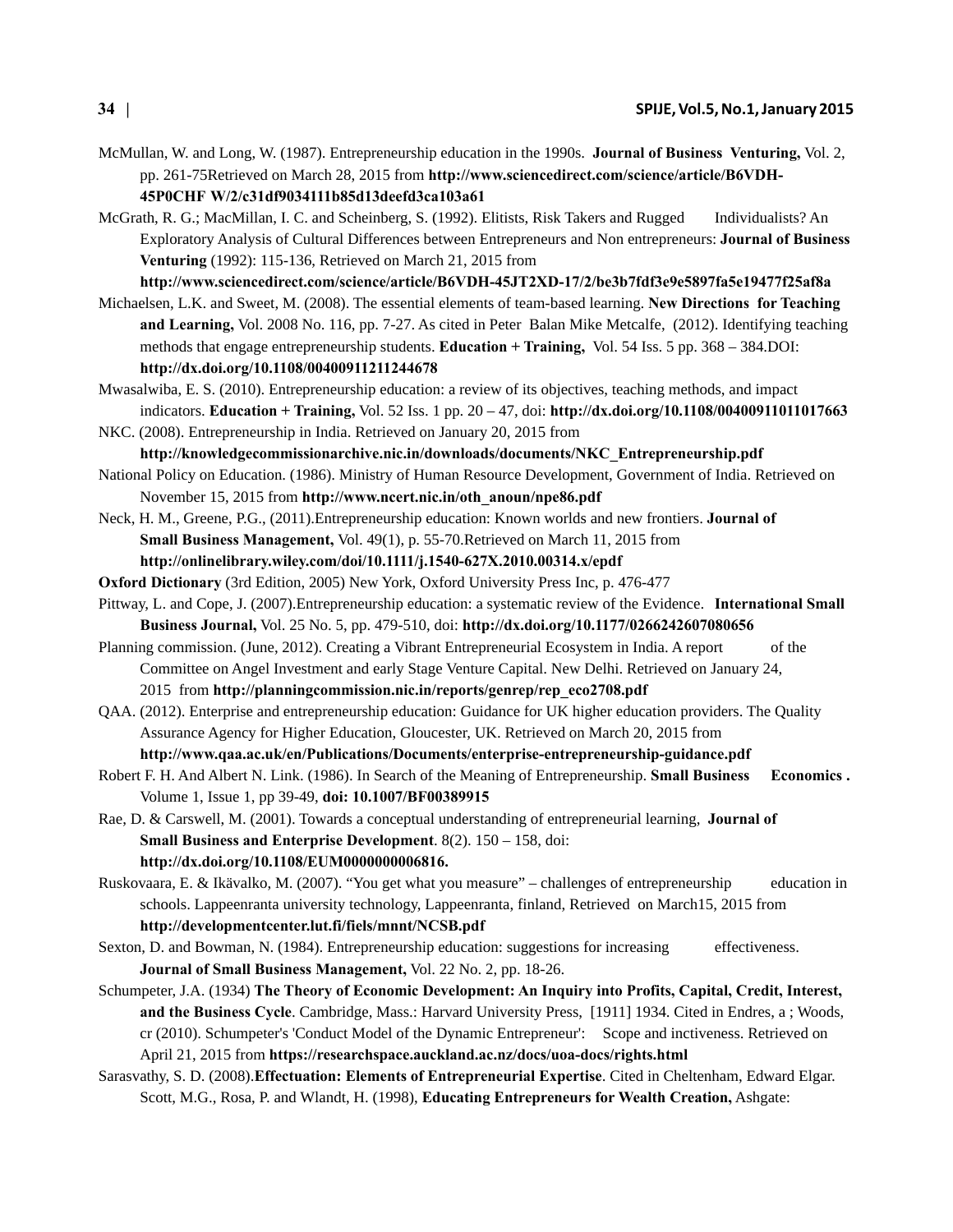McMullan, W. and Long, W. (1987). Entrepreneurship education in the 1990s. **Journal of Business Venturing,** Vol. 2, pp. 261-75Retrieved on March 28, 2015 from **http://www.sciencedirect.com/science/article/B6VDH-45P0CHF W/2/c31df9034111b85d13deefd3ca103a61**

McGrath, R. G.; MacMillan, I. C. and Scheinberg, S. (1992). Elitists, Risk Takers and Rugged Individualists? An Exploratory Analysis of Cultural Differences between Entrepreneurs and Non entrepreneurs: **Journal of Business Venturing** (1992): 115-136, Retrieved on March 21, 2015 from **http://www.sciencedirect.com/science/article/B6VDH-45JT2XD-17/2/be3b7fdf3e9e5897fa5e19477f25af8a**

Michaelsen, L.K. and Sweet, M. (2008). The essential elements of team-based learning. **New Directions for Teaching and Learning,** Vol. 2008 No. 116, pp. 7-27. As cited in Peter Balan Mike Metcalfe, (2012). Identifying teaching methods that engage entrepreneurship students. **Education + Training,** Vol. 54 Iss. 5 pp. 368 – 384.DOI: **http://dx.doi.org/10.1108/00400911211244678**

Mwasalwiba, E. S. (2010). Entrepreneurship education: a review of its objectives, teaching methods, and impact indicators. **Education + Training,** Vol. 52 Iss. 1 pp. 20 – 47, doi: **http://dx.doi.org/10.1108/00400911011017663**

NKC. (2008). Entrepreneurship in India. Retrieved on January 20, 2015 from **http://knowledgecommissionarchive.nic.in/downloads/documents/NKC_Entrepreneurship.pdf**

National Policy on Education. (1986). Ministry of Human Resource Development, Government of India. Retrieved on November 15, 2015 from **http://www.ncert.nic.in/oth_anoun/npe86.pdf**

Neck, H. M., Greene, P.G., (2011).Entrepreneurship education: Known worlds and new frontiers. **Journal of Small Business Management,** Vol. 49(1), p. 55-70.Retrieved on March 11, 2015 from **http://onlinelibrary.wiley.com/doi/10.1111/j.1540-627X.2010.00314.x/epdf**

**Oxford Dictionary** (3rd Edition, 2005) New York, Oxford University Press Inc, p. 476-477

Pittway, L. and Cope, J. (2007).Entrepreneurship education: a systematic review of the Evidence. **International Small Business Journal,** Vol. 25 No. 5, pp. 479-510, doi: **http://dx.doi.org/10.1177/0266242607080656**

Planning commission. (June, 2012). Creating a Vibrant Entrepreneurial Ecosystem in India. A report of the Committee on Angel Investment and early Stage Venture Capital. New Delhi. Retrieved on January 24, 2015 from **http://planningcommission.nic.in/reports/genrep/rep_eco2708.pdf**

QAA. (2012). Enterprise and entrepreneurship education: Guidance for UK higher education providers. The Quality Assurance Agency for Higher Education, Gloucester, UK. Retrieved on March 20, 2015 from **http://www.qaa.ac.uk/en/Publications/Documents/enterprise-entrepreneurship-guidance.pdf**

Robert F. H. And Albert N. Link. (1986). In Search of the Meaning of Entrepreneurship. **Small Business Economics .** Volume 1, Issue 1, pp 39-49, **doi: 10.1007/BF00389915**

Rae, D. & Carswell, M. (2001). Towards a conceptual understanding of entrepreneurial learning, **Journal of Small Business and Enterprise Development**. 8(2). 150 – 158, doi: **http://dx.doi.org/10.1108/EUM0000000006816.**

Ruskovaara, E. & Ikävalko, M. (2007). "You get what you measure" – challenges of entrepreneurship education in schools. Lappeenranta university technology, Lappeenranta, finland, Retrieved on March15, 2015 from **http://developmentcenter.lut.fi/fiels/mnnt/NCSB.pdf**

Sexton, D. and Bowman, N. (1984). Entrepreneurship education: suggestions for increasing effectiveness. **Journal of Small Business Management,** Vol. 22 No. 2, pp. 18-26.

Schumpeter, J.A. (1934) **The Theory of Economic Development: An Inquiry into Profits, Capital, Credit, Interest, and the Business Cycle**. Cambridge, Mass.: Harvard University Press, [1911] 1934. Cited in Endres, a ; Woods, cr (2010). Schumpeter's 'Conduct Model of the Dynamic Entrepreneur': Scope and inctiveness. Retrieved on April 21, 2015 from **https://researchspace.auckland.ac.nz/docs/uoa-docs/rights.html**

Sarasvathy, S. D. (2008).**Effectuation: Elements of Entrepreneurial Expertise**. Cited in Cheltenham, Edward Elgar.

Scott, M.G., Rosa, P. and Wlandt, H. (1998), **Educating Entrepreneurs for Wealth Creation,** Ashgate: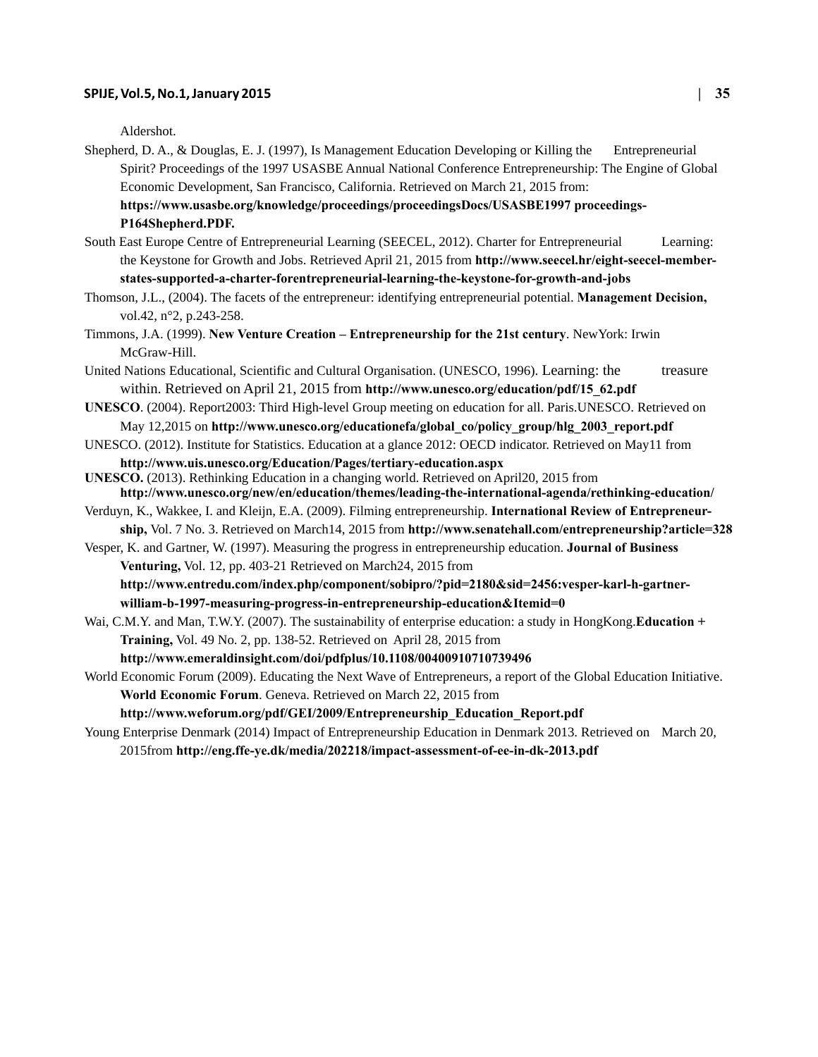Aldershot.

Shepherd, D. A., & Douglas, E. J. (1997), Is Management Education Developing or Killing the Entrepreneurial Spirit? Proceedings of the 1997 USASBE Annual National Conference Entrepreneurship: The Engine of Global Economic Development, San Francisco, California. Retrieved on March 21, 2015 from: **https://www.usasbe.org/knowledge/proceedings/proceedingsDocs/USASBE1997 proceedings-P164Shepherd.PDF.**

South East Europe Centre of Entrepreneurial Learning (SEECEL, 2012). Charter for Entrepreneurial Learning: the Keystone for Growth and Jobs. Retrieved April 21, 2015 from **http://www.seecel.hr/eight-seecel-member-states-supported-a-charter-forentrepreneurial-learning-the-keystone-for-growth-and-jobs**

Thomson, J.L., (2004). The facets of the entrepreneur: identifying entrepreneurial potential. **Management Decision,** vol.42, n°2, p.243-258.

Timmons, J.A. (1999). **New Venture Creation – Entrepreneurship for the 21st century**. NewYork: Irwin McGraw-Hill.

United Nations Educational, Scientific and Cultural Organisation. (UNESCO, 1996). Learning: the treasure within. Retrieved on April 21, 2015 from **http://www.unesco.org/education/pdf/15_62.pdf**

**UNESCO**. (2004). Report2003: Third High-level Group meeting on education for all. Paris.UNESCO. Retrieved on May 12,2015 on **http://www.unesco.org/educationefa/global_co/policy_group/hlg_2003_report.pdf**

UNESCO. (2012). Institute for Statistics. Education at a glance 2012: OECD indicator. Retrieved on May11 from **http://www.uis.unesco.org/Education/Pages/tertiary-education.aspx**

**UNESCO.** (2013). Rethinking Education in a changing world. Retrieved on April20, 2015 from **http://www.unesco.org/new/en/education/themes/leading-the-international-agenda/rethinking-education/**

Verduyn, K., Wakkee, I. and Kleijn, E.A. (2009). Filming entrepreneurship. **International Review of Entrepreneurship,** Vol. 7 No. 3. Retrieved on March14, 2015 from **http://www.senatehall.com/entrepreneurship?article=328**

Vesper, K. and Gartner, W. (1997). Measuring the progress in entrepreneurship education. **Journal of Business Venturing,** Vol. 12, pp. 403-21 Retrieved on March24, 2015 from **http://www.entredu.com/index.php/component/sobipro/?pid=2180&sid=2456:vesper-karl-h-gartner-william-b-1997-measuring-progress-in-entrepreneurship-education&Itemid=0**

Wai, C.M.Y. and Man, T.W.Y. (2007). The sustainability of enterprise education: a study in HongKong.**Education + Training,** Vol. 49 No. 2, pp. 138-52. Retrieved on April 28, 2015 from **http://www.emeraldinsight.com/doi/pdfplus/10.1108/00400910710739496**

World Economic Forum (2009). Educating the Next Wave of Entrepreneurs, a report of the Global Education Initiative. **World Economic Forum**. Geneva. Retrieved on March 22, 2015 from **http://www.weforum.org/pdf/GEI/2009/Entrepreneurship_Education_Report.pdf**

Young Enterprise Denmark (2014) Impact of Entrepreneurship Education in Denmark 2013. Retrieved on March 20, 2015from **http://eng.ffe-ye.dk/media/202218/impact-assessment-of-ee-in-dk-2013.pdf**